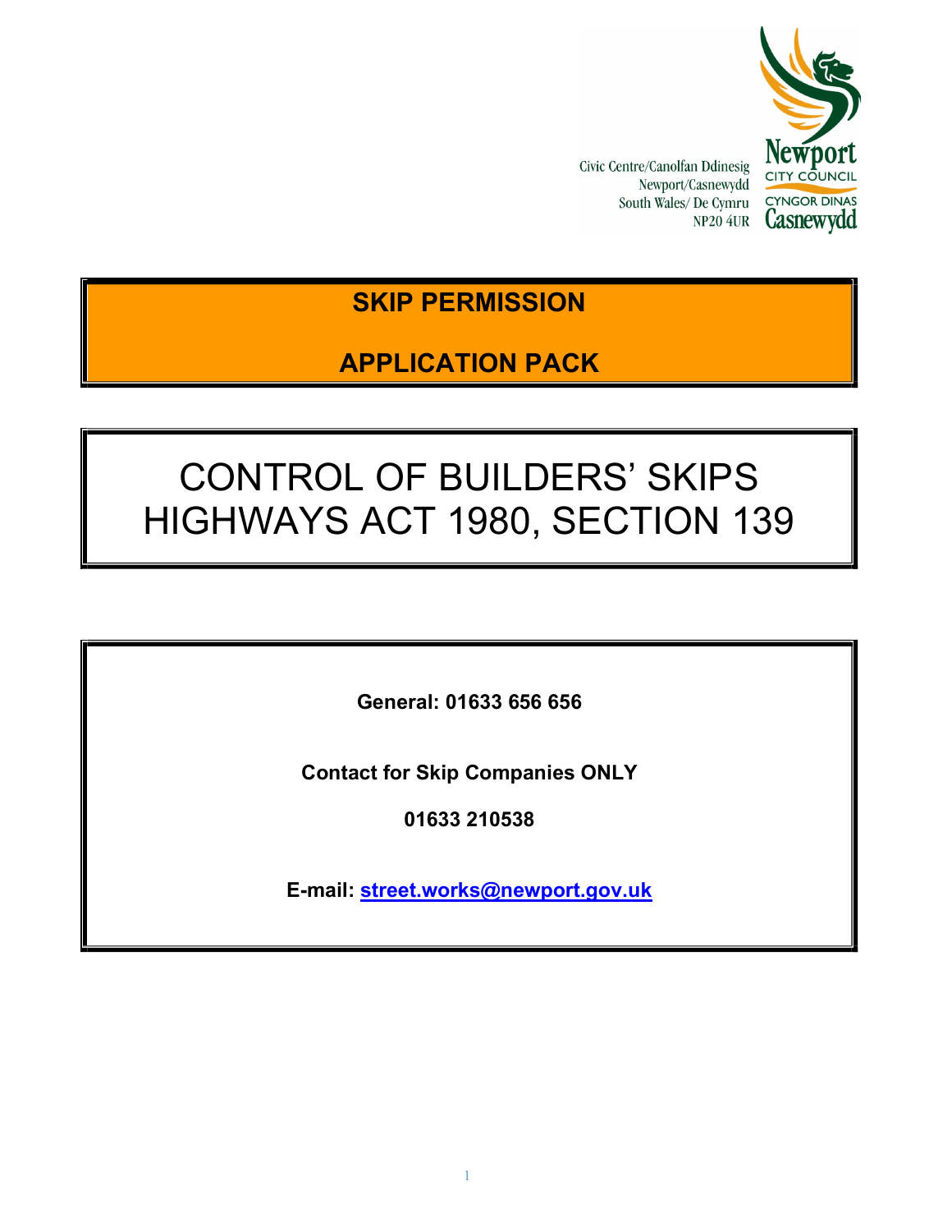Civic Centre/Canolfan Ddinesig
Newport/Casnewydd
South Wales/ De Cymru
NP20 4UR

Newport CITY COUNCIL
CYNGOR DINAS Casnewydd

# SKIP PERMISSION

# APPLICATION PACK

# CONTROL OF BUILDERS' SKIPS
# HIGHWAYS ACT 1980, SECTION 139

**General: 01633 656 656**

**Contact for Skip Companies ONLY**

**01633 210538**

**E-mail: street.works@newport.gov.uk**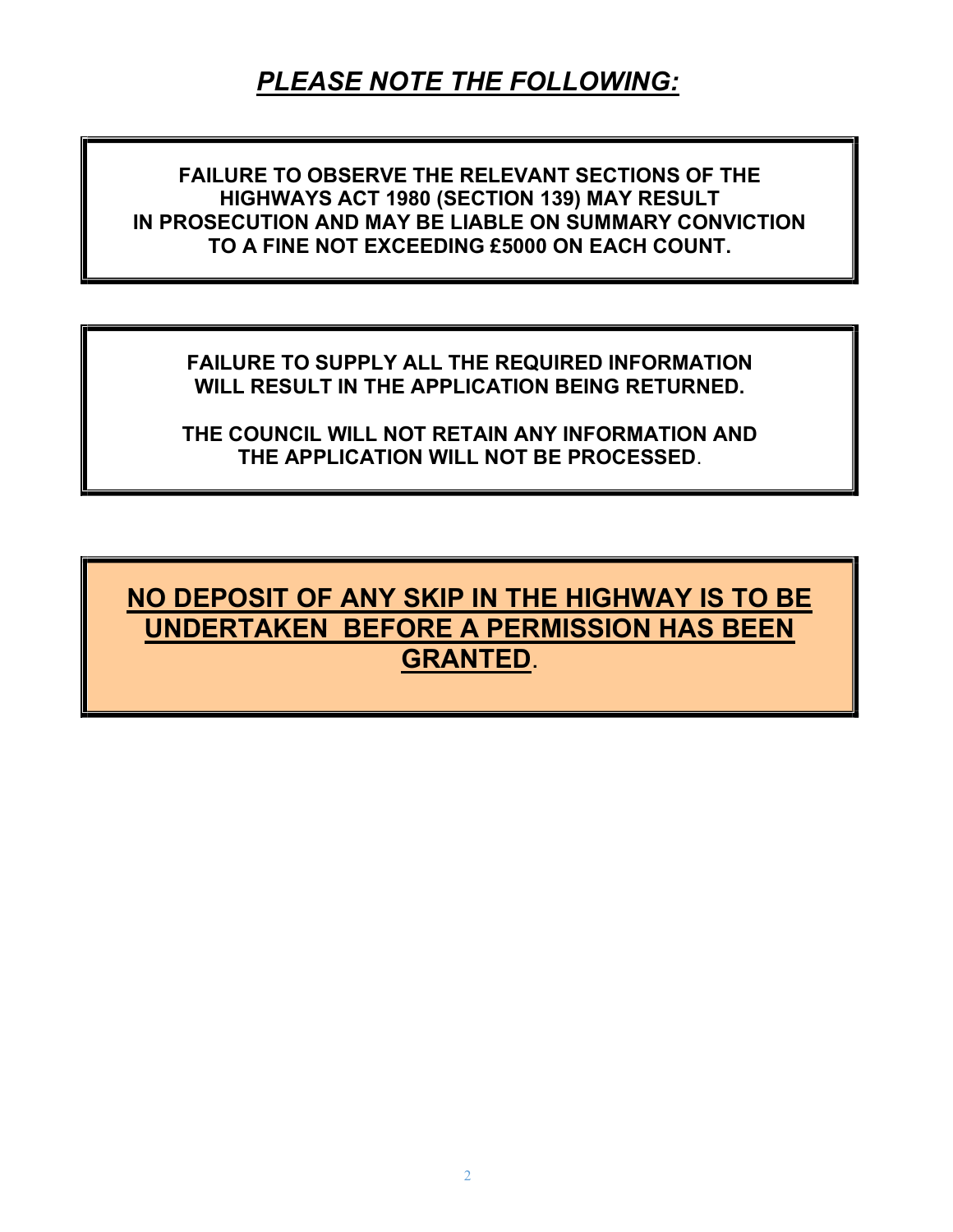## ***PLEASE NOTE THE FOLLOWING:***

**FAILURE TO OBSERVE THE RELEVANT SECTIONS OF THE HIGHWAYS ACT 1980 (SECTION 139) MAY RESULT IN PROSECUTION AND MAY BE LIABLE ON SUMMARY CONVICTION TO A FINE NOT EXCEEDING £5000 ON EACH COUNT.**

**FAILURE TO SUPPLY ALL THE REQUIRED INFORMATION WILL RESULT IN THE APPLICATION BEING RETURNED.**

**THE COUNCIL WILL NOT RETAIN ANY INFORMATION AND THE APPLICATION WILL NOT BE PROCESSED**.

**NO DEPOSIT OF ANY SKIP IN THE HIGHWAY IS TO BE UNDERTAKEN BEFORE A PERMISSION HAS BEEN GRANTED.**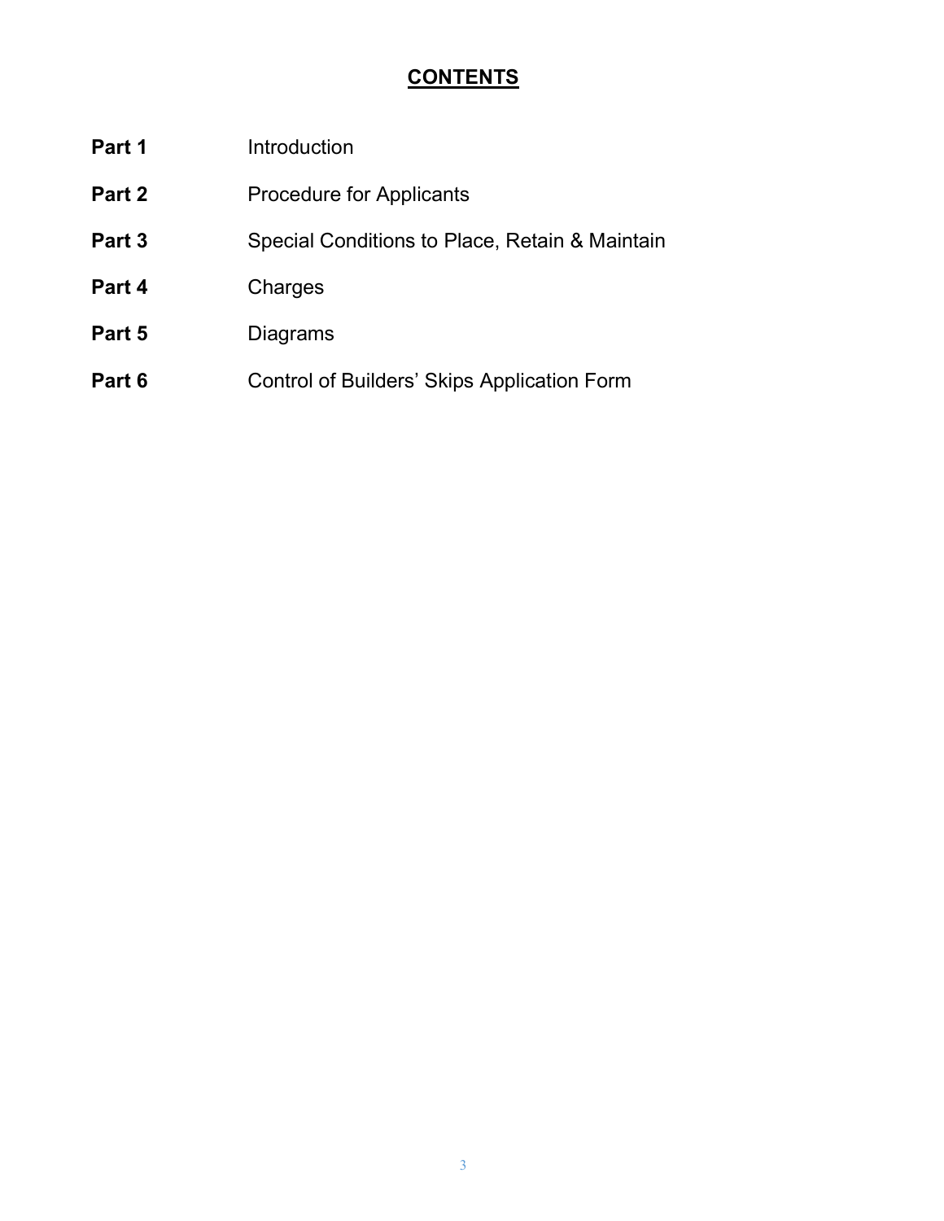# CONTENTS

| | |
|---|---|
| **Part 1** | Introduction |
| **Part 2** | Procedure for Applicants |
| **Part 3** | Special Conditions to Place, Retain & Maintain |
| **Part 4** | Charges |
| **Part 5** | Diagrams |
| **Part 6** | Control of Builders' Skips Application Form |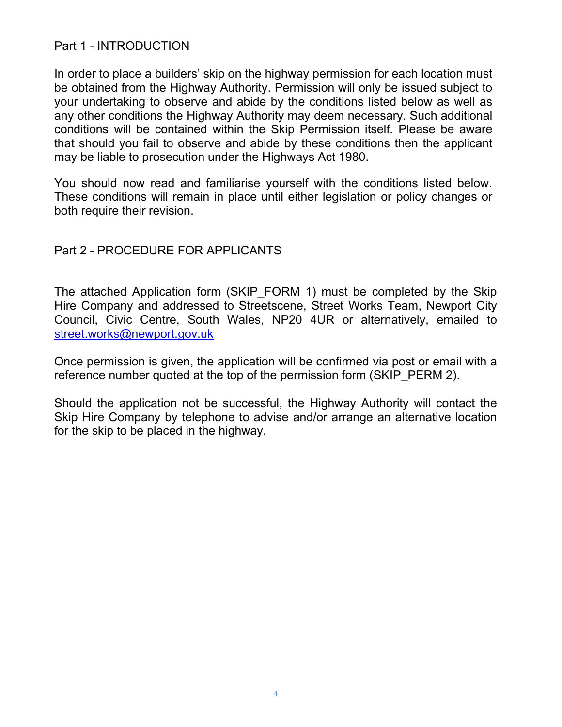## Part 1 - INTRODUCTION

In order to place a builders' skip on the highway permission for each location must be obtained from the Highway Authority. Permission will only be issued subject to your undertaking to observe and abide by the conditions listed below as well as any other conditions the Highway Authority may deem necessary. Such additional conditions will be contained within the Skip Permission itself. Please be aware that should you fail to observe and abide by these conditions then the applicant may be liable to prosecution under the Highways Act 1980.

You should now read and familiarise yourself with the conditions listed below. These conditions will remain in place until either legislation or policy changes or both require their revision.

## Part 2 - PROCEDURE FOR APPLICANTS

The attached Application form (SKIP_FORM 1) must be completed by the Skip Hire Company and addressed to Streetscene, Street Works Team, Newport City Council, Civic Centre, South Wales, NP20 4UR or alternatively, emailed to [street.works@newport.gov.uk](mailto:street.works@newport.gov.uk)

Once permission is given, the application will be confirmed via post or email with a reference number quoted at the top of the permission form (SKIP_PERM 2).

Should the application not be successful, the Highway Authority will contact the Skip Hire Company by telephone to advise and/or arrange an alternative location for the skip to be placed in the highway.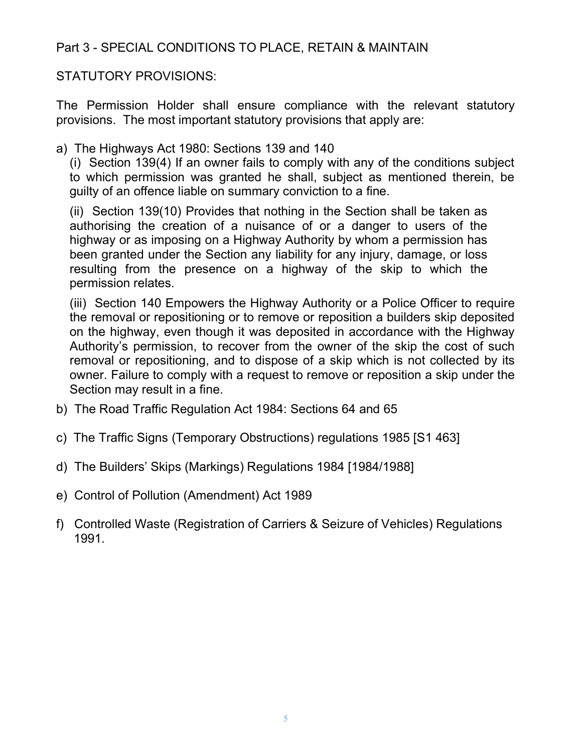## Part 3 - SPECIAL CONDITIONS TO PLACE, RETAIN & MAINTAIN

STATUTORY PROVISIONS:

The Permission Holder shall ensure compliance with the relevant statutory provisions. The most important statutory provisions that apply are:

a) The Highways Act 1980: Sections 139 and 140

   (i) Section 139(4) If an owner fails to comply with any of the conditions subject to which permission was granted he shall, subject as mentioned therein, be guilty of an offence liable on summary conviction to a fine.

   (ii) Section 139(10) Provides that nothing in the Section shall be taken as authorising the creation of a nuisance of or a danger to users of the highway or as imposing on a Highway Authority by whom a permission has been granted under the Section any liability for any injury, damage, or loss resulting from the presence on a highway of the skip to which the permission relates.

   (iii) Section 140 Empowers the Highway Authority or a Police Officer to require the removal or repositioning or to remove or reposition a builders skip deposited on the highway, even though it was deposited in accordance with the Highway Authority's permission, to recover from the owner of the skip the cost of such removal or repositioning, and to dispose of a skip which is not collected by its owner. Failure to comply with a request to remove or reposition a skip under the Section may result in a fine.

b) The Road Traffic Regulation Act 1984: Sections 64 and 65

c) The Traffic Signs (Temporary Obstructions) regulations 1985 [S1 463]

d) The Builders' Skips (Markings) Regulations 1984 [1984/1988]

e) Control of Pollution (Amendment) Act 1989

f) Controlled Waste (Registration of Carriers & Seizure of Vehicles) Regulations 1991.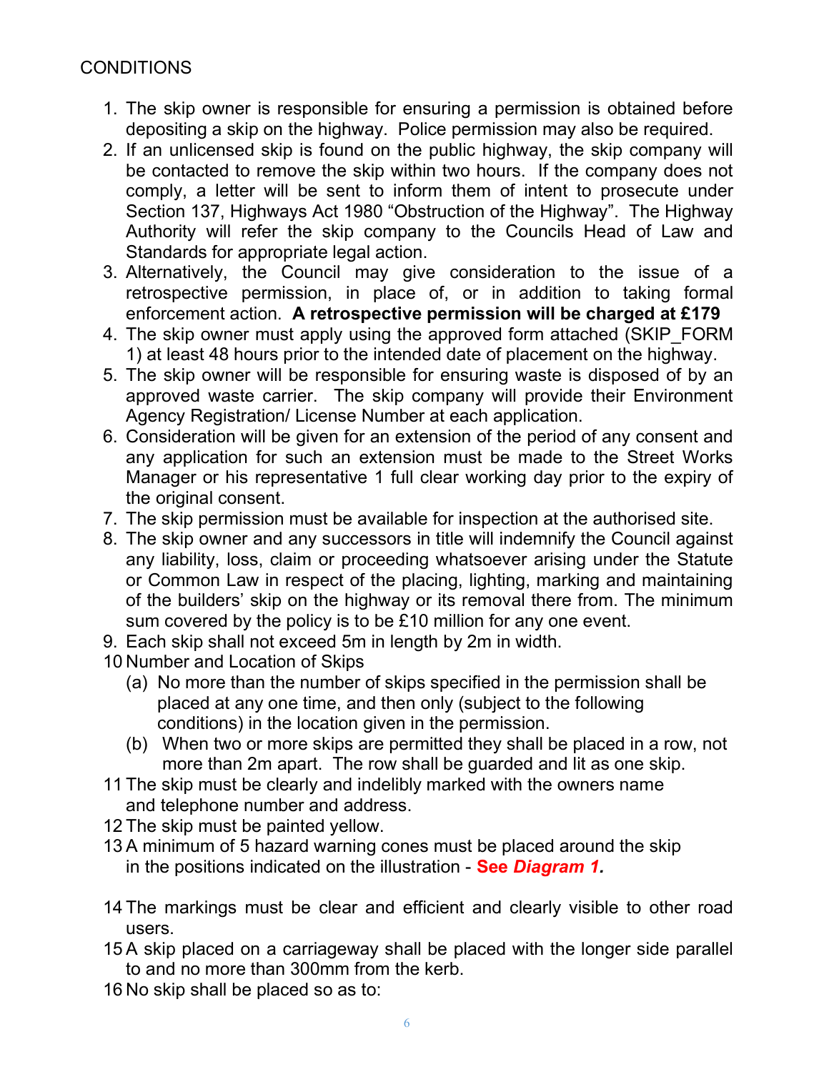CONDITIONS

1. The skip owner is responsible for ensuring a permission is obtained before depositing a skip on the highway. Police permission may also be required.
2. If an unlicensed skip is found on the public highway, the skip company will be contacted to remove the skip within two hours. If the company does not comply, a letter will be sent to inform them of intent to prosecute under Section 137, Highways Act 1980 "Obstruction of the Highway". The Highway Authority will refer the skip company to the Councils Head of Law and Standards for appropriate legal action.
3. Alternatively, the Council may give consideration to the issue of a retrospective permission, in place of, or in addition to taking formal enforcement action. **A retrospective permission will be charged at £179**
4. The skip owner must apply using the approved form attached (SKIP_FORM 1) at least 48 hours prior to the intended date of placement on the highway.
5. The skip owner will be responsible for ensuring waste is disposed of by an approved waste carrier. The skip company will provide their Environment Agency Registration/ License Number at each application.
6. Consideration will be given for an extension of the period of any consent and any application for such an extension must be made to the Street Works Manager or his representative 1 full clear working day prior to the expiry of the original consent.
7. The skip permission must be available for inspection at the authorised site.
8. The skip owner and any successors in title will indemnify the Council against any liability, loss, claim or proceeding whatsoever arising under the Statute or Common Law in respect of the placing, lighting, marking and maintaining of the builders' skip on the highway or its removal there from. The minimum sum covered by the policy is to be £10 million for any one event.
9. Each skip shall not exceed 5m in length by 2m in width.
10. Number and Location of Skips
    - (a) No more than the number of skips specified in the permission shall be placed at any one time, and then only (subject to the following conditions) in the location given in the permission.
    - (b) When two or more skips are permitted they shall be placed in a row, not more than 2m apart. The row shall be guarded and lit as one skip.
11. The skip must be clearly and indelibly marked with the owners name and telephone number and address.
12. The skip must be painted yellow.
13. A minimum of 5 hazard warning cones must be placed around the skip in the positions indicated on the illustration - **See *Diagram 1.***
14. The markings must be clear and efficient and clearly visible to other road users.
15. A skip placed on a carriageway shall be placed with the longer side parallel to and no more than 300mm from the kerb.
16. No skip shall be placed so as to: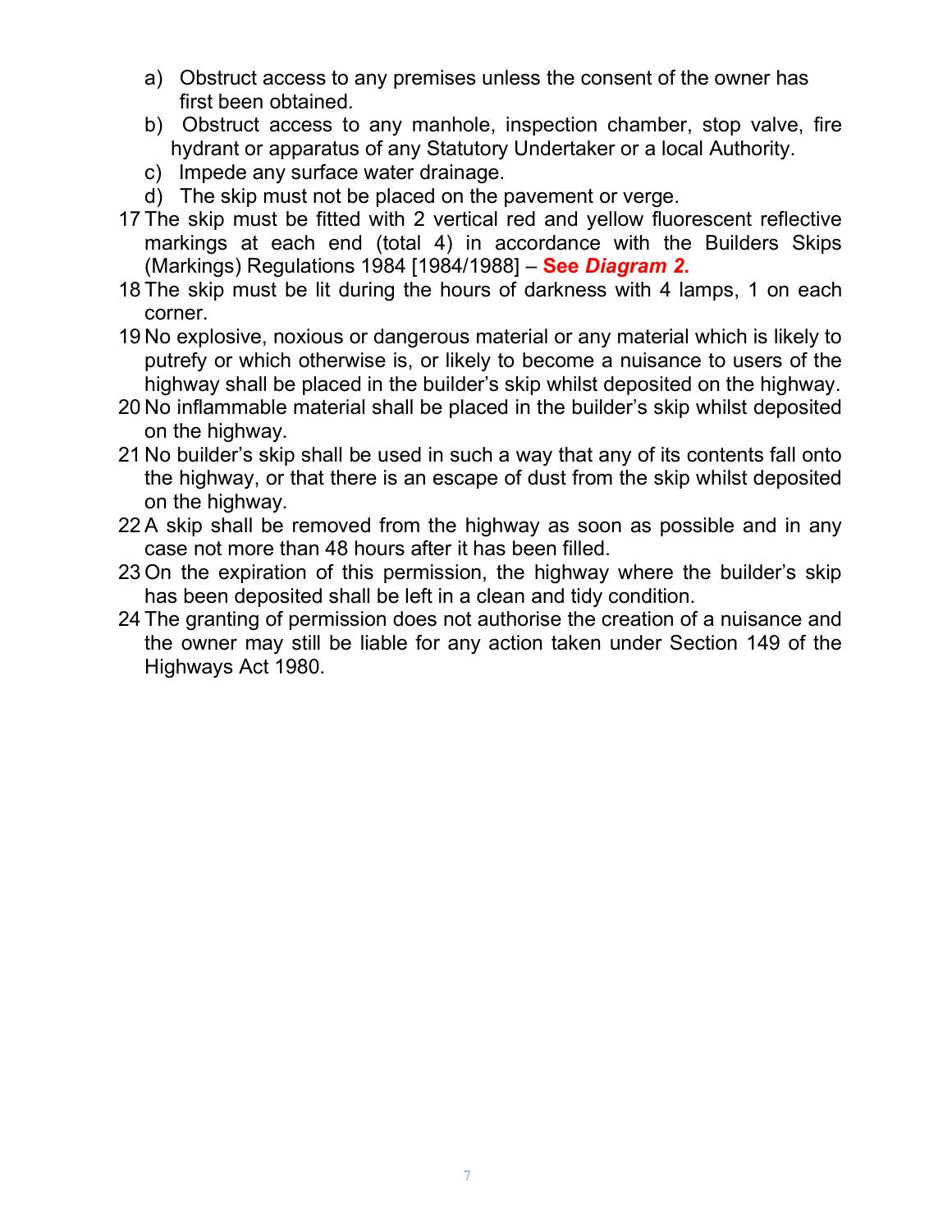a) Obstruct access to any premises unless the consent of the owner has first been obtained.
b) Obstruct access to any manhole, inspection chamber, stop valve, fire hydrant or apparatus of any Statutory Undertaker or a local Authority.
c) Impede any surface water drainage.
d) The skip must not be placed on the pavement or verge.

17 The skip must be fitted with 2 vertical red and yellow fluorescent reflective markings at each end (total 4) in accordance with the Builders Skips (Markings) Regulations 1984 [1984/1988] – **See *Diagram 2*.**

18 The skip must be lit during the hours of darkness with 4 lamps, 1 on each corner.

19 No explosive, noxious or dangerous material or any material which is likely to putrefy or which otherwise is, or likely to become a nuisance to users of the highway shall be placed in the builder's skip whilst deposited on the highway.

20 No inflammable material shall be placed in the builder's skip whilst deposited on the highway.

21 No builder's skip shall be used in such a way that any of its contents fall onto the highway, or that there is an escape of dust from the skip whilst deposited on the highway.

22 A skip shall be removed from the highway as soon as possible and in any case not more than 48 hours after it has been filled.

23 On the expiration of this permission, the highway where the builder's skip has been deposited shall be left in a clean and tidy condition.

24 The granting of permission does not authorise the creation of a nuisance and the owner may still be liable for any action taken under Section 149 of the Highways Act 1980.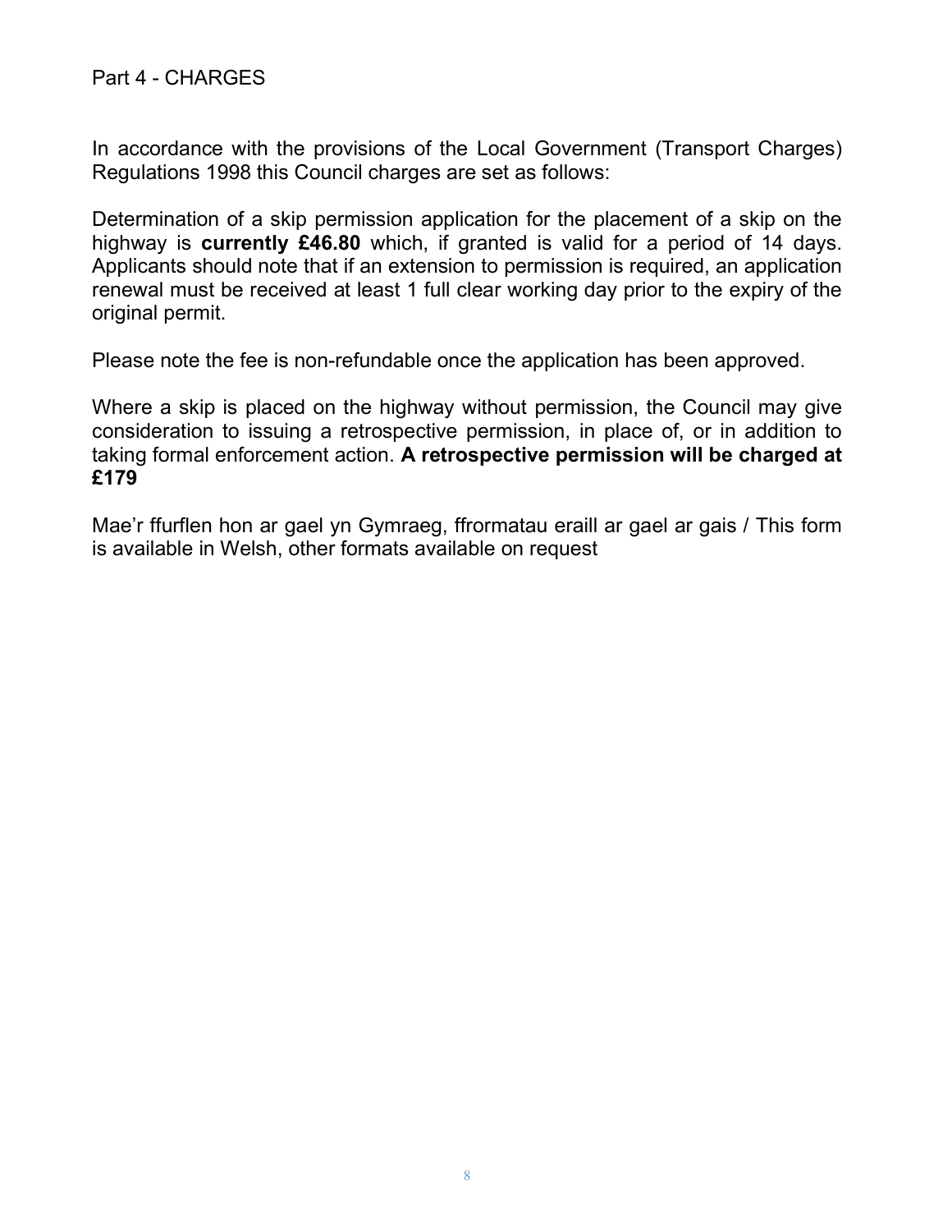## Part 4 - CHARGES

In accordance with the provisions of the Local Government (Transport Charges) Regulations 1998 this Council charges are set as follows:

Determination of a skip permission application for the placement of a skip on the highway is **currently £46.80** which, if granted is valid for a period of 14 days. Applicants should note that if an extension to permission is required, an application renewal must be received at least 1 full clear working day prior to the expiry of the original permit.

Please note the fee is non-refundable once the application has been approved.

Where a skip is placed on the highway without permission, the Council may give consideration to issuing a retrospective permission, in place of, or in addition to taking formal enforcement action. **A retrospective permission will be charged at £179**

Mae'r ffurflen hon ar gael yn Gymraeg, fformatau eraill ar gael ar gais / This form is available in Welsh, other formats available on request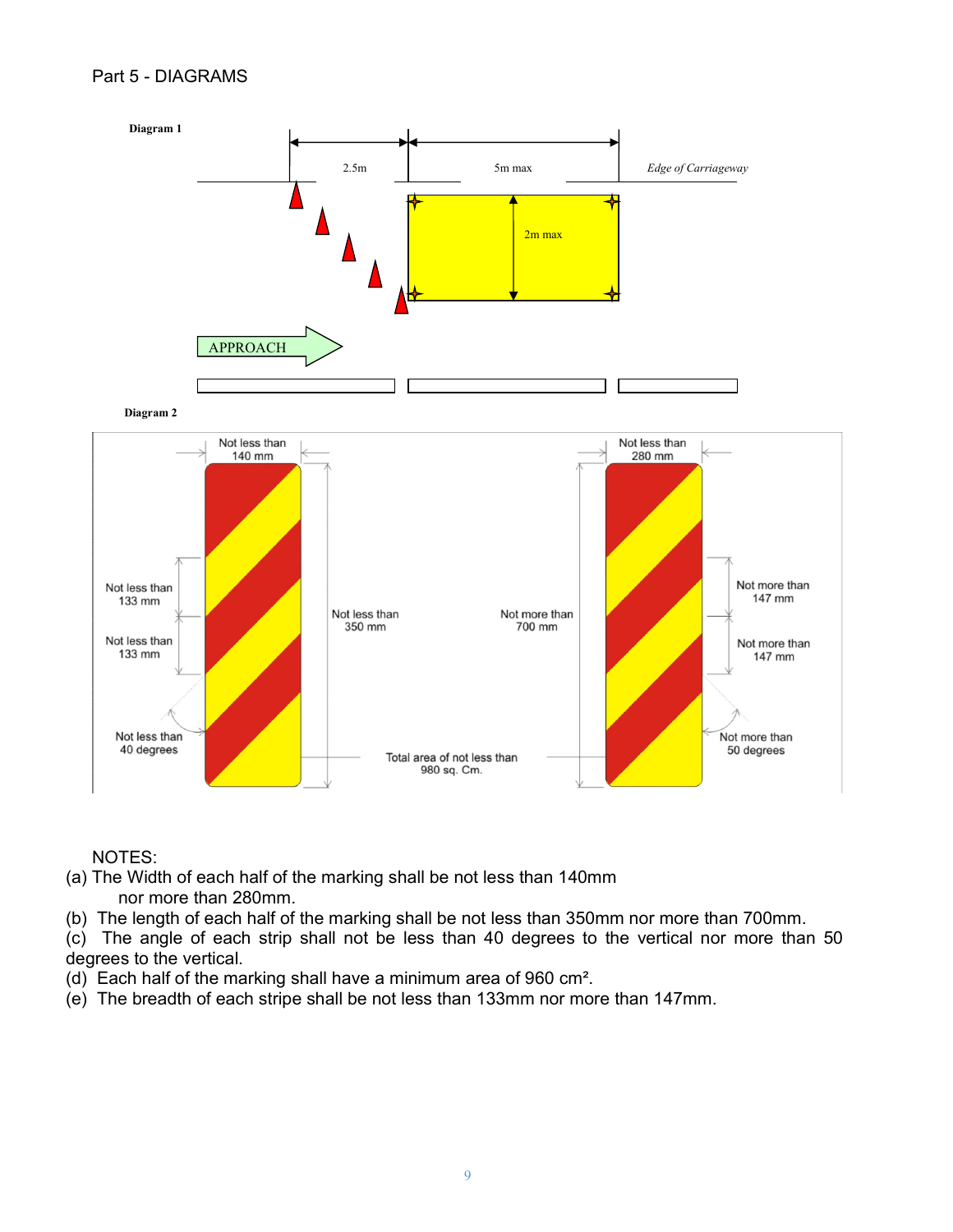Part 5 - DIAGRAMS

**Diagram 1**

2.5m

5m max

*Edge of Carriageway*

2m max

APPROACH

**Diagram 2**

Not less than 140 mm

Not less than 280 mm

Not less than 133 mm

Not less than 133 mm

Not less than 350 mm

Not more than 700 mm

Not more than 147 mm

Not more than 147 mm

Not less than 40 degrees

Total area of not less than 980 sq. Cm.

Not more than 50 degrees

NOTES:

(a) The Width of each half of the marking shall be not less than 140mm nor more than 280mm.

(b) The length of each half of the marking shall be not less than 350mm nor more than 700mm.

(c) The angle of each strip shall not be less than 40 degrees to the vertical nor more than 50 degrees to the vertical.

(d) Each half of the marking shall have a minimum area of 960 cm².

(e) The breadth of each stripe shall be not less than 133mm nor more than 147mm.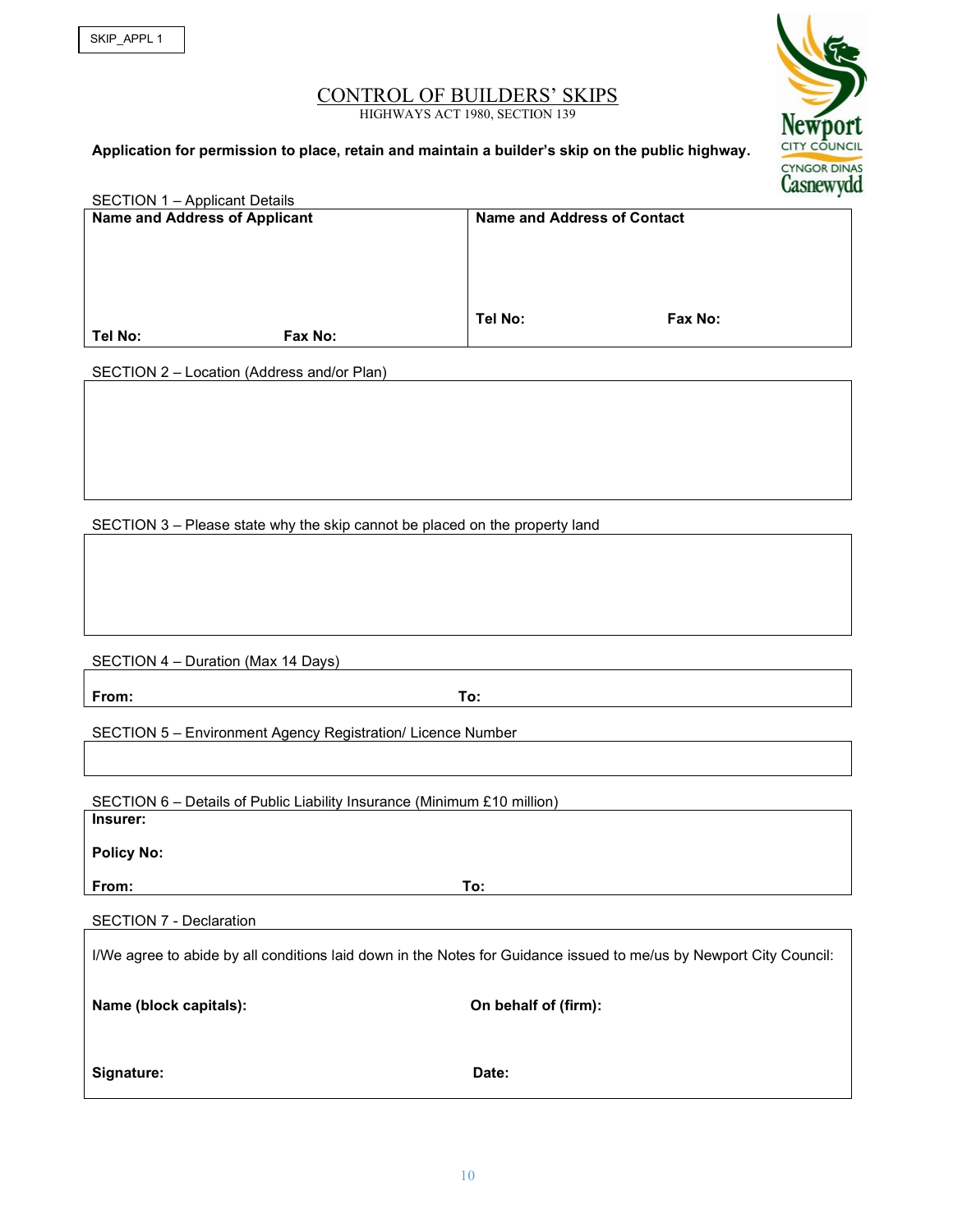SKIP_APPL 1

# CONTROL OF BUILDERS' SKIPS

HIGHWAYS ACT 1980, SECTION 139

Newport City Council
Cyngor Dinas Casnewydd

**Application for permission to place, retain and maintain a builder's skip on the public highway.**

SECTION 1 – Applicant Details

| **Name and Address of Applicant** | **Name and Address of Contact** |
|---|---|
| | |
| **Tel No:** **Fax No:** | **Tel No:** **Fax No:** |

SECTION 2 – Location (Address and/or Plan)

SECTION 3 – Please state why the skip cannot be placed on the property land

SECTION 4 – Duration (Max 14 Days)

**From:** **To:**

SECTION 5 – Environment Agency Registration/ Licence Number

SECTION 6 – Details of Public Liability Insurance (Minimum £10 million)

**Insurer:**

**Policy No:**

**From:** **To:**

SECTION 7 - Declaration

I/We agree to abide by all conditions laid down in the Notes for Guidance issued to me/us by Newport City Council:

**Name (block capitals):** **On behalf of (firm):**

**Signature:** **Date:**